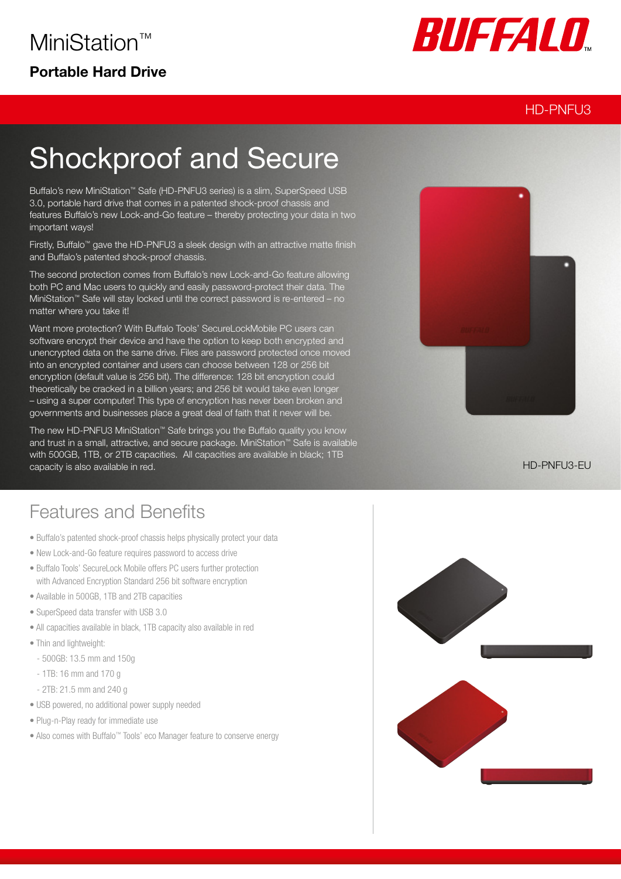# MiniStation™

**Portable Hard Drive**

BUFFALO™

HD-PNFU3

## Shockproof and Secure

Buffalo's new MiniStation™ Safe (HD-PNFU3 series) is a slim, SuperSpeed USB 3.0, portable hard drive that comes in a patented shock-proof chassis and features Buffalo's new Lock-and-Go feature – thereby protecting your data in two important ways!

Firstly, Buffalo™ gave the HD-PNFU3 a sleek design with an attractive matte finish and Buffalo's patented shock-proof chassis.

The second protection comes from Buffalo's new Lock-and-Go feature allowing both PC and Mac users to quickly and easily password-protect their data. The MiniStation™ Safe will stay locked until the correct password is re-entered – no matter where you take it!

Want more protection? With Buffalo Tools' SecureLockMobile PC users can software encrypt their device and have the option to keep both encrypted and unencrypted data on the same drive. Files are password protected once moved into an encrypted container and users can choose between 128 or 256 bit encryption (default value is 256 bit). The difference: 128 bit encryption could theoretically be cracked in a billion years; and 256 bit would take even longer – using a super computer! This type of encryption has never been broken and governments and businesses place a great deal of faith that it never will be.

The new HD-PNFU3 MiniStation™ Safe brings you the Buffalo quality you know and trust in a small, attractive, and secure package. MiniStation™ Safe is available with 500GB, 1TB, or 2TB capacities. All capacities are available in black; 1TB capacity is also available in red.

HD-PNFU3-EU

## Features and Benefits

- Buffalo's patented shock-proof chassis helps physically protect your data
- New Lock-and-Go feature requires password to access drive
- Buffalo Tools' SecureLock Mobile offers PC users further protection with Advanced Encryption Standard 256 bit software encryption
- Available in 500GB, 1TB and 2TB capacities
- SuperSpeed data transfer with USB 3.0
- All capacities available in black, 1TB capacity also available in red
- Thin and lightweight:
  - 500GB: 13.5 mm and 150g
  - 1TB: 16 mm and 170 g
  - 2TB: 21.5 mm and 240 g
- USB powered, no additional power supply needed
- Plug-n-Play ready for immediate use
- Also comes with Buffalo™ Tools' eco Manager feature to conserve energy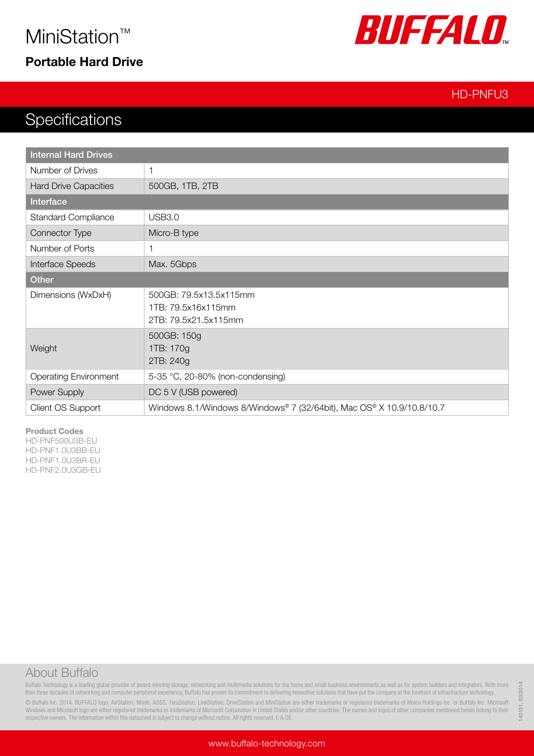# MiniStation™

## Portable Hard Drive

HD-PNFU3

## Specifications

| | |
|---|---|
| **Internal Hard Drives** | |
| Number of Drives | 1 |
| Hard Drive Capacities | 500GB, 1TB, 2TB |
| **Interface** | |
| Standard Compliance | USB3.0 |
| Connector Type | Micro-B type |
| Number of Ports | 1 |
| Interface Speeds | Max. 5Gbps |
| **Other** | |
| Dimensions (WxDxH) | 500GB: 79.5x13.5x115mm<br>1TB: 79.5x16x115mm<br>2TB: 79.5x21.5x115mm |
| Weight | 500GB: 150g<br>1TB: 170g<br>2TB: 240g |
| Operating Environment | 5-35 °C, 20-80% (non-condensing) |
| Power Supply | DC 5 V (USB powered) |
| Client OS Support | Windows 8.1/Windows 8/Windows® 7 (32/64bit), Mac OS® X 10.9/10.8/10.7 |

**Product Codes**
HD-PNF500U3B-EU
HD-PNF1.0U3BB-EU
HD-PNF1.0U3BR-EU
HD-PNF2.0U3GB-EU

## About Buffalo

Buffalo Technology is a leading global provider of award-winning storage, networking and multimedia solutions for the home and small business environments as well as for system builders and integrators. With more than three decades of networking and computer peripheral experience, Buffalo has proven its commitment to delivering innovative solutions that have put the company at the forefront of infrastructure technology.

© Buffalo Inc. 2014. BUFFALO logo, AirStation, Nfiniti, AOSS, TeraStation, LinkStation, DriveStation and MiniStation are either trademarks or registered trademarks of Melco Holdings Inc. or Buffalo Inc. Microsoft Windows and Microsoft logo are either registered trademarks or trademarks of Microsoft Corporation in United States and/or other countries. The names and logos of other companies mentioned herein belong to their respective owners. The information within this datasheet is subject to change without notice. All rights reserved. E & OE.

140131, 03/2014

www.buffalo-technology.com